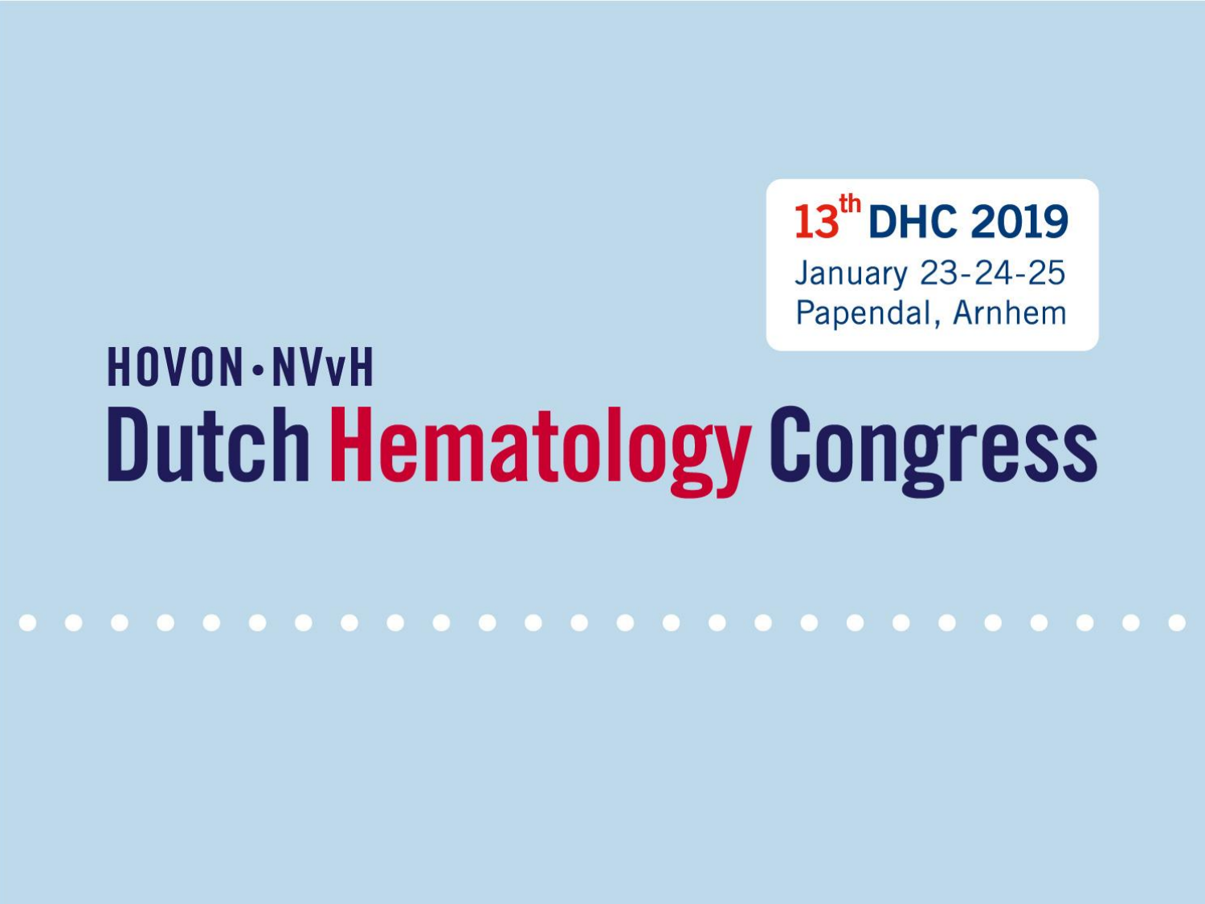13th DHC 2019
January 23-24-25
Papendal, Arnhem

HOVON • NVvH

# Dutch Hematology Congress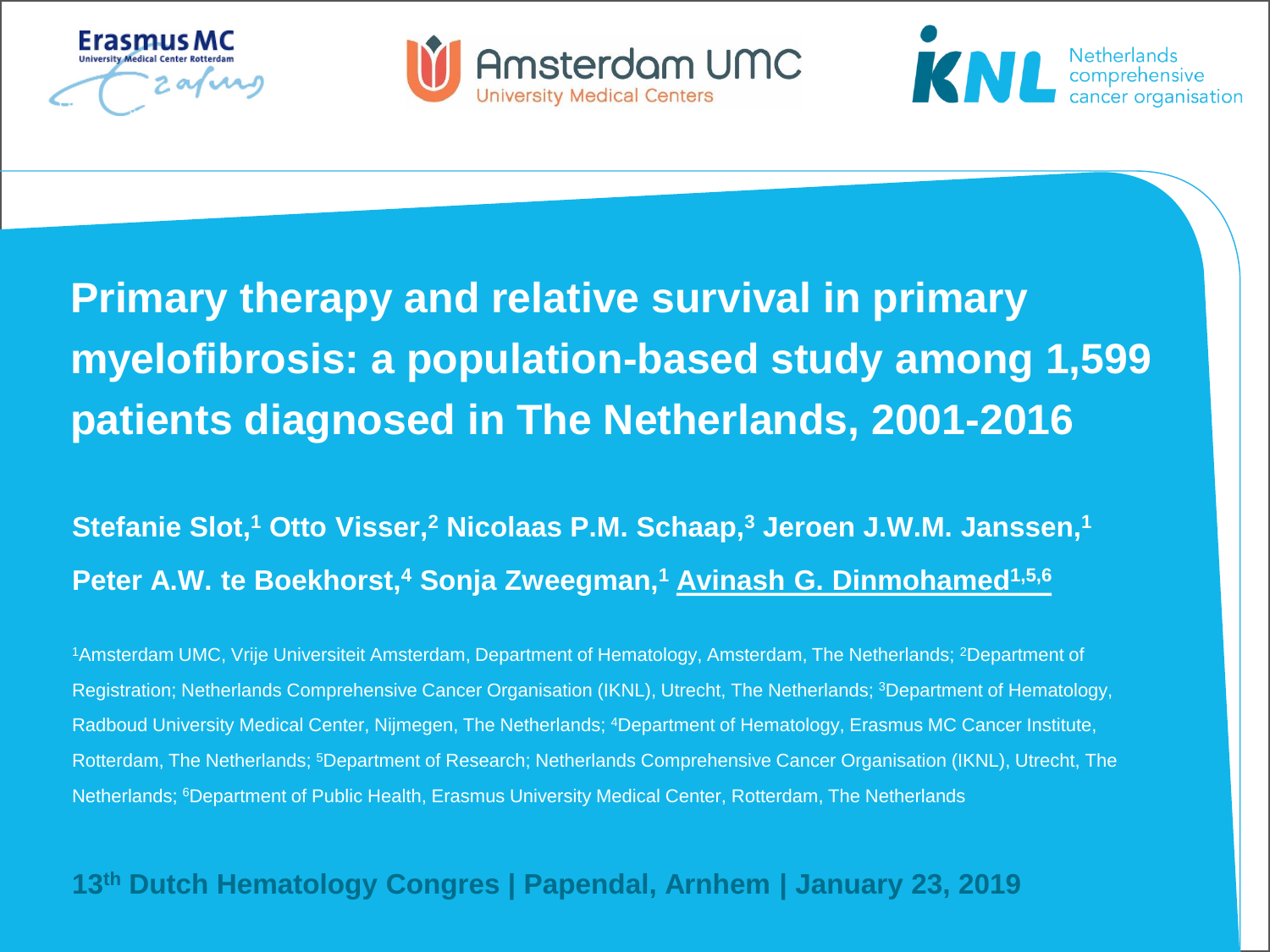Erasmus MC University Medical Center Rotterdam

Amsterdam UMC University Medical Centers

IKNL Netherlands comprehensive cancer organisation

# Primary therapy and relative survival in primary myelofibrosis: a population-based study among 1,599 patients diagnosed in The Netherlands, 2001-2016

**Stefanie Slot,[1] Otto Visser,[2] Nicolaas P.M. Schaap,[3] Jeroen J.W.M. Janssen,[1] Peter A.W. te Boekhorst,[4] Sonja Zweegman,[1] Avinash G. Dinmohamed[1,5,6]**

[1]Amsterdam UMC, Vrije Universiteit Amsterdam, Department of Hematology, Amsterdam, The Netherlands; [2]Department of Registration; Netherlands Comprehensive Cancer Organisation (IKNL), Utrecht, The Netherlands; [3]Department of Hematology, Radboud University Medical Center, Nijmegen, The Netherlands; [4]Department of Hematology, Erasmus MC Cancer Institute, Rotterdam, The Netherlands; [5]Department of Research; Netherlands Comprehensive Cancer Organisation (IKNL), Utrecht, The Netherlands; [6]Department of Public Health, Erasmus University Medical Center, Rotterdam, The Netherlands

**13th Dutch Hematology Congres | Papendal, Arnhem | January 23, 2019**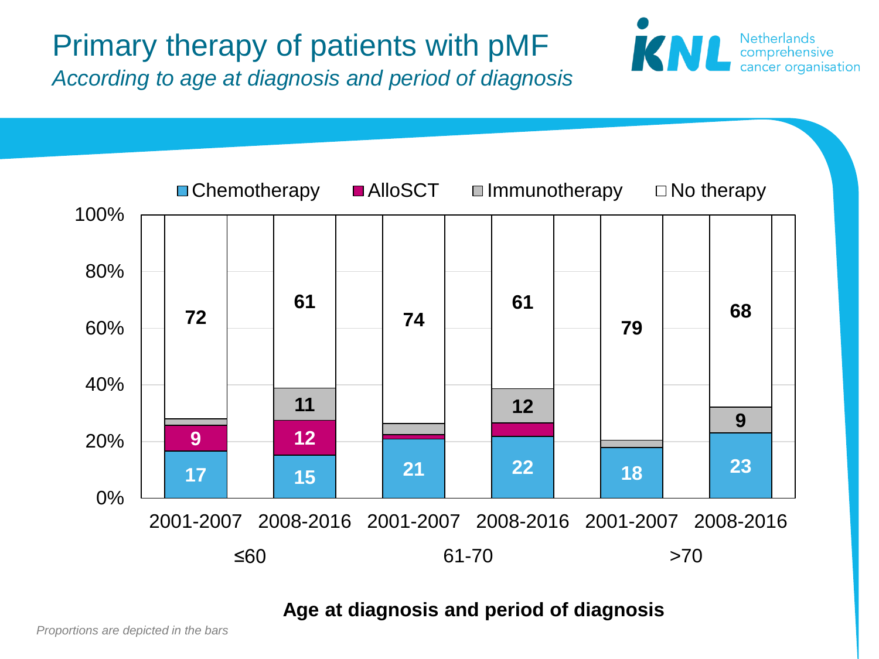# Primary therapy of patients with pMF

*According to age at diagnosis and period of diagnosis*

| Age at diagnosis | Period of diagnosis | Chemotherapy | AlloSCT | Immunotherapy | No therapy |
|---|---|---|---|---|---|
| ≤60 | 2001-2007 | 17 | 9 | | 72 |
| ≤60 | 2008-2016 | 15 | 12 | 11 | 61 |
| 61-70 | 2001-2007 | 21 | | | 74 |
| 61-70 | 2008-2016 | 22 | | 12 | 61 |
| >70 | 2001-2007 | 18 | | | 79 |
| >70 | 2008-2016 | 23 | | 9 | 68 |

**Age at diagnosis and period of diagnosis**

*Proportions are depicted in the bars*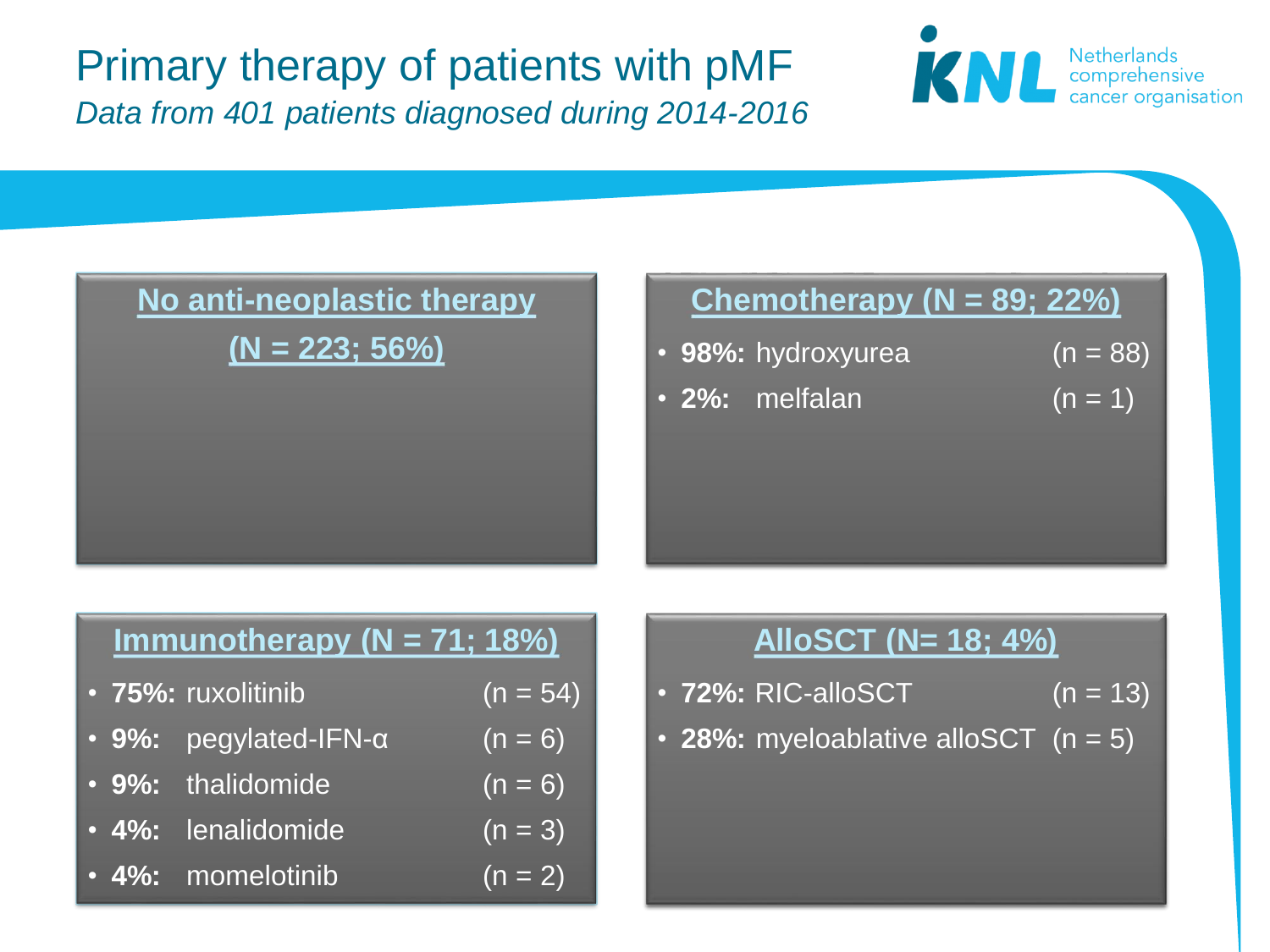# Primary therapy of patients with pMF

*Data from 401 patients diagnosed during 2014-2016*

## No anti-neoplastic therapy (N = 223; 56%)

## Chemotherapy (N = 89; 22%)

- **98%:** hydroxyurea (n = 88)
- **2%:** melfalan (n = 1)

## Immunotherapy (N = 71; 18%)

- **75%:** ruxolitinib (n = 54)
- **9%:** pegylated-IFN-α (n = 6)
- **9%:** thalidomide (n = 6)
- **4%:** lenalidomide (n = 3)
- **4%:** momelotinib (n = 2)

## AlloSCT (N= 18; 4%)

- **72%:** RIC-alloSCT (n = 13)
- **28%:** myeloablative alloSCT (n = 5)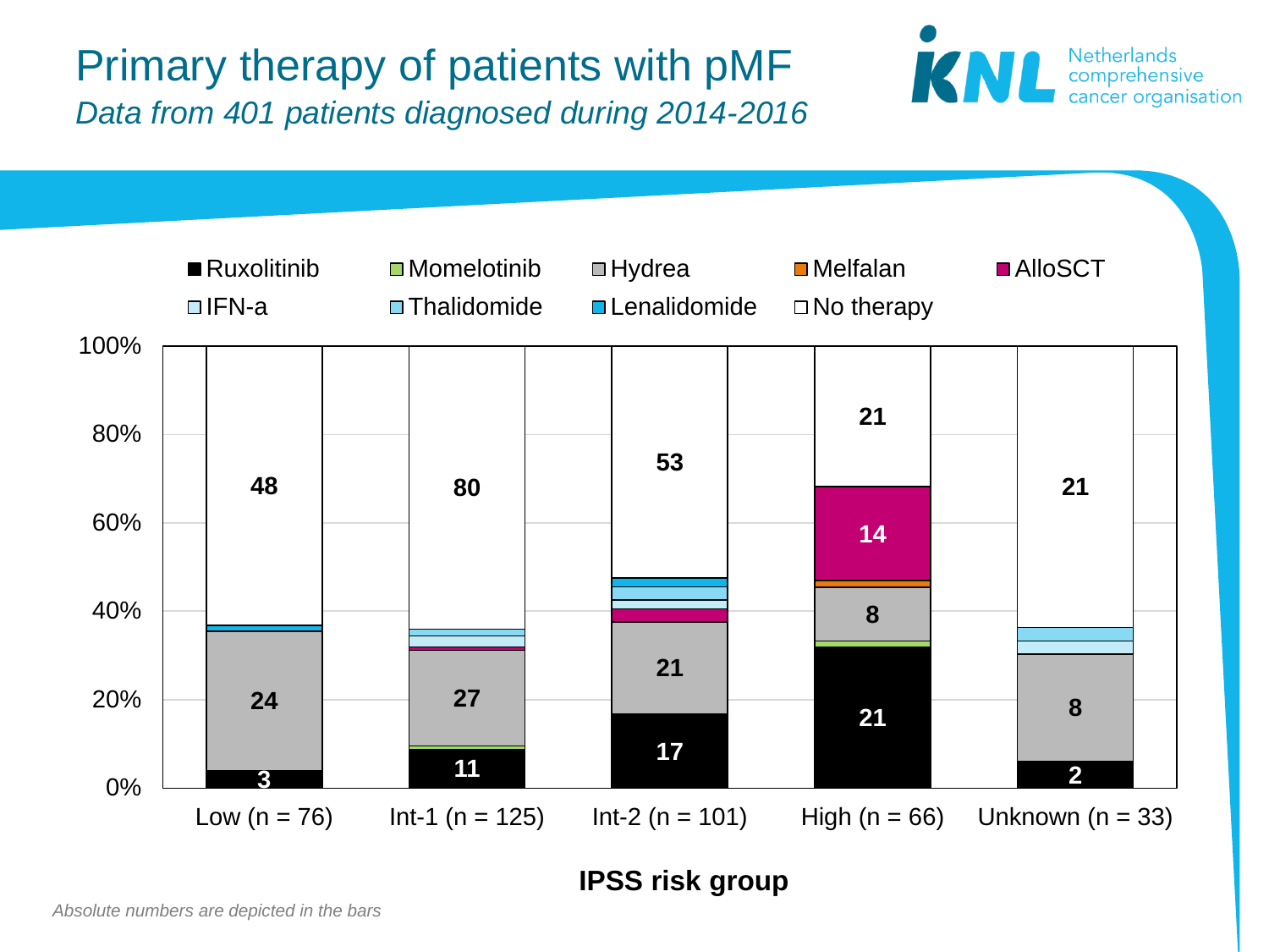# Primary therapy of patients with pMF

*Data from 401 patients diagnosed during 2014-2016*

Legend: Ruxolitinib, Momelotinib, Hydrea, Melfalan, AlloSCT, IFN-a, Thalidomide, Lenalidomide, No therapy

| IPSS risk group | Ruxolitinib | Hydrea | AlloSCT | No therapy |
|---|---|---|---|---|
| Low (n = 76) | 3 | 24 | | 48 |
| Int-1 (n = 125) | 11 | 27 | | 80 |
| Int-2 (n = 101) | 17 | 21 | | 53 |
| High (n = 66) | 21 | 8 | 14 | 21 |
| Unknown (n = 33) | 2 | 8 | | 21 |

**IPSS risk group**

*Absolute numbers are depicted in the bars*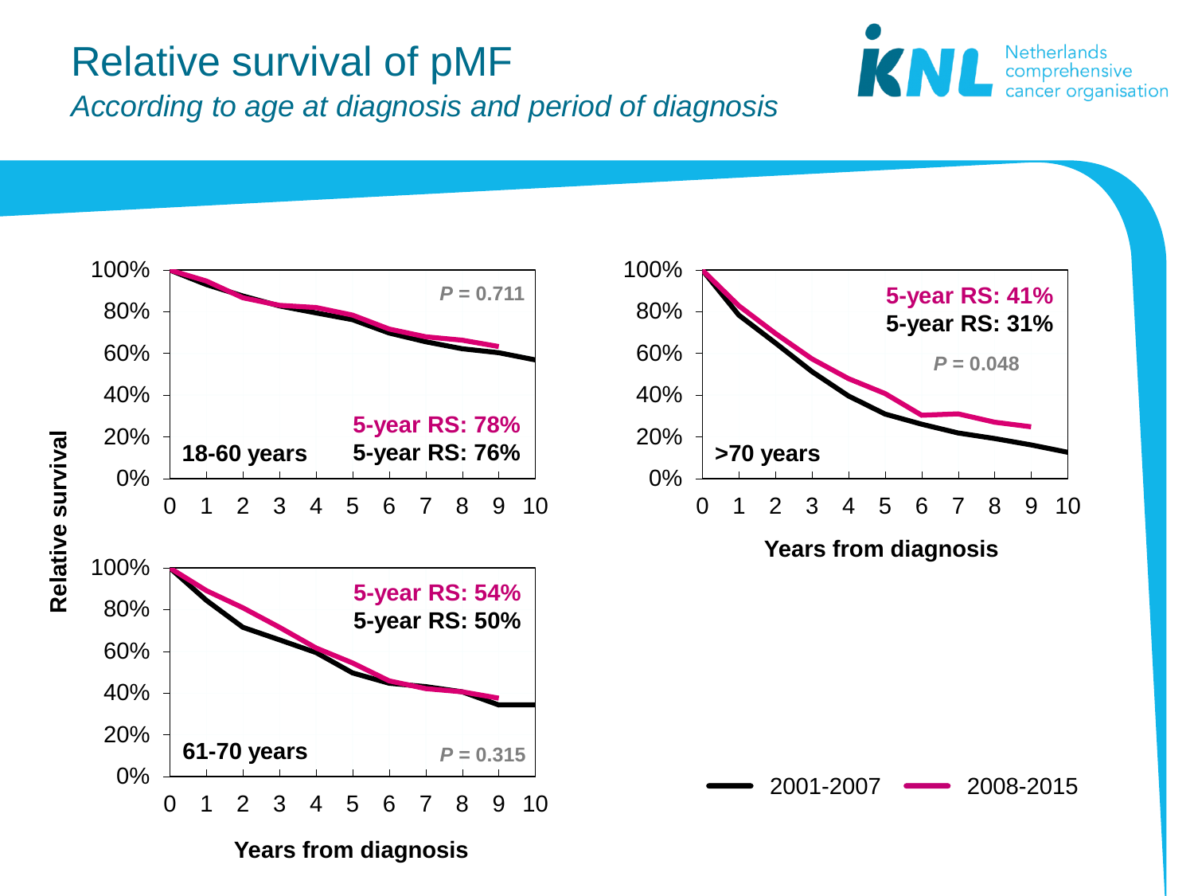# Relative survival of pMF

*According to age at diagnosis and period of diagnosis*

Relative survival

**18-60 years**

*P* = 0.711

**5-year RS: 78%**

**5-year RS: 76%**

**61-70 years**

**5-year RS: 54%**

**5-year RS: 50%**

*P* = 0.315

**>70 years**

**5-year RS: 41%**

**5-year RS: 31%**

*P* = 0.048

**Years from diagnosis**

2001-2007 — 2008-2015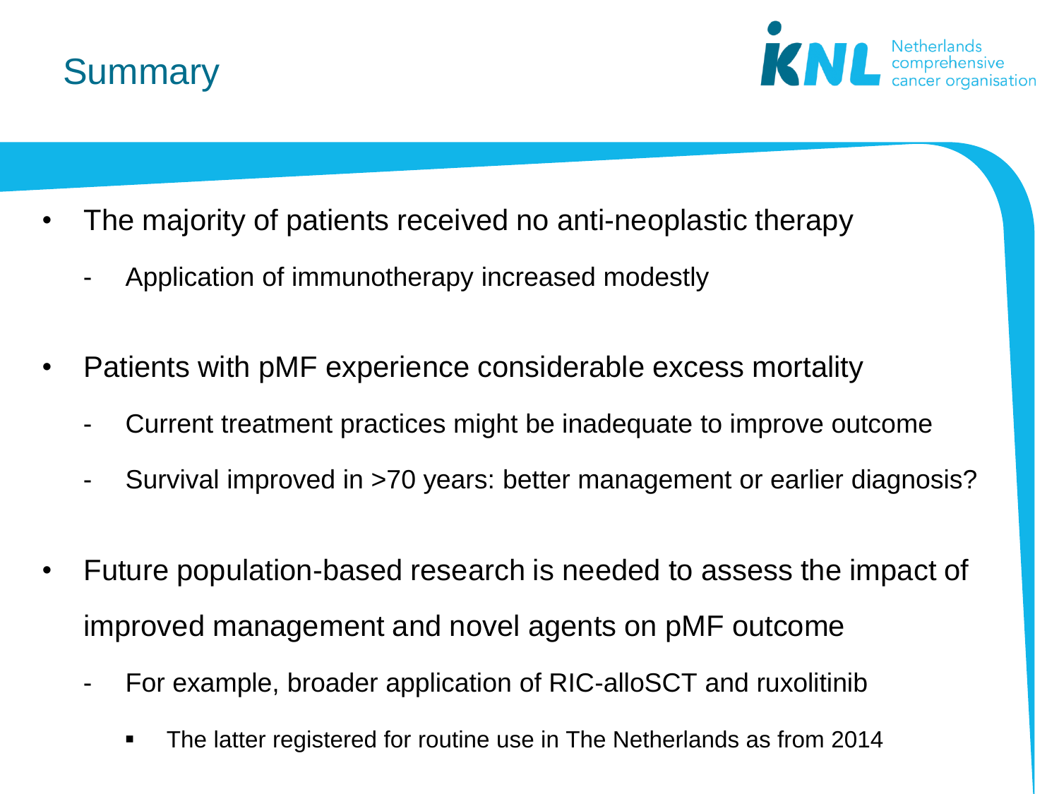# Summary

- The majority of patients received no anti-neoplastic therapy
  - Application of immunotherapy increased modestly
- Patients with pMF experience considerable excess mortality
  - Current treatment practices might be inadequate to improve outcome
  - Survival improved in >70 years: better management or earlier diagnosis?
- Future population-based research is needed to assess the impact of improved management and novel agents on pMF outcome
  - For example, broader application of RIC-alloSCT and ruxolitinib
    - The latter registered for routine use in The Netherlands as from 2014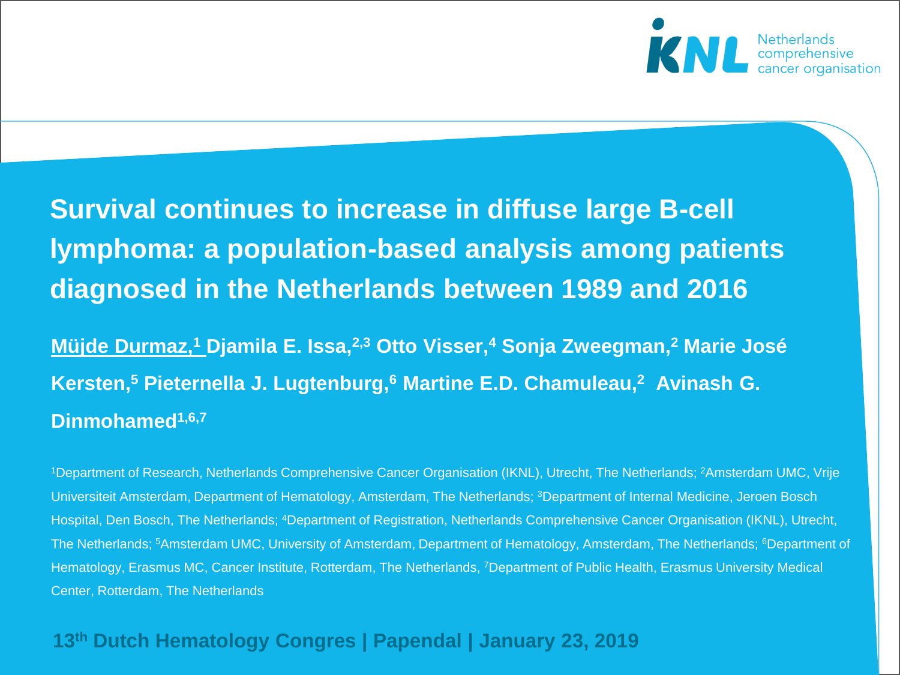# Survival continues to increase in diffuse large B-cell lymphoma: a population-based analysis among patients diagnosed in the Netherlands between 1989 and 2016

**Müjde Durmaz,[1] Djamila E. Issa,[2,3] Otto Visser,[4] Sonja Zweegman,[2] Marie José Kersten,[5] Pieternella J. Lugtenburg,[6] Martine E.D. Chamuleau,[2] Avinash G. Dinmohamed[1,6,7]**

[1]Department of Research, Netherlands Comprehensive Cancer Organisation (IKNL), Utrecht, The Netherlands; [2]Amsterdam UMC, Vrije Universiteit Amsterdam, Department of Hematology, Amsterdam, The Netherlands; [3]Department of Internal Medicine, Jeroen Bosch Hospital, Den Bosch, The Netherlands; [4]Department of Registration, Netherlands Comprehensive Cancer Organisation (IKNL), Utrecht, The Netherlands; [5]Amsterdam UMC, University of Amsterdam, Department of Hematology, Amsterdam, The Netherlands; [6]Department of Hematology, Erasmus MC, Cancer Institute, Rotterdam, The Netherlands, [7]Department of Public Health, Erasmus University Medical Center, Rotterdam, The Netherlands

**13th Dutch Hematology Congres | Papendal | January 23, 2019**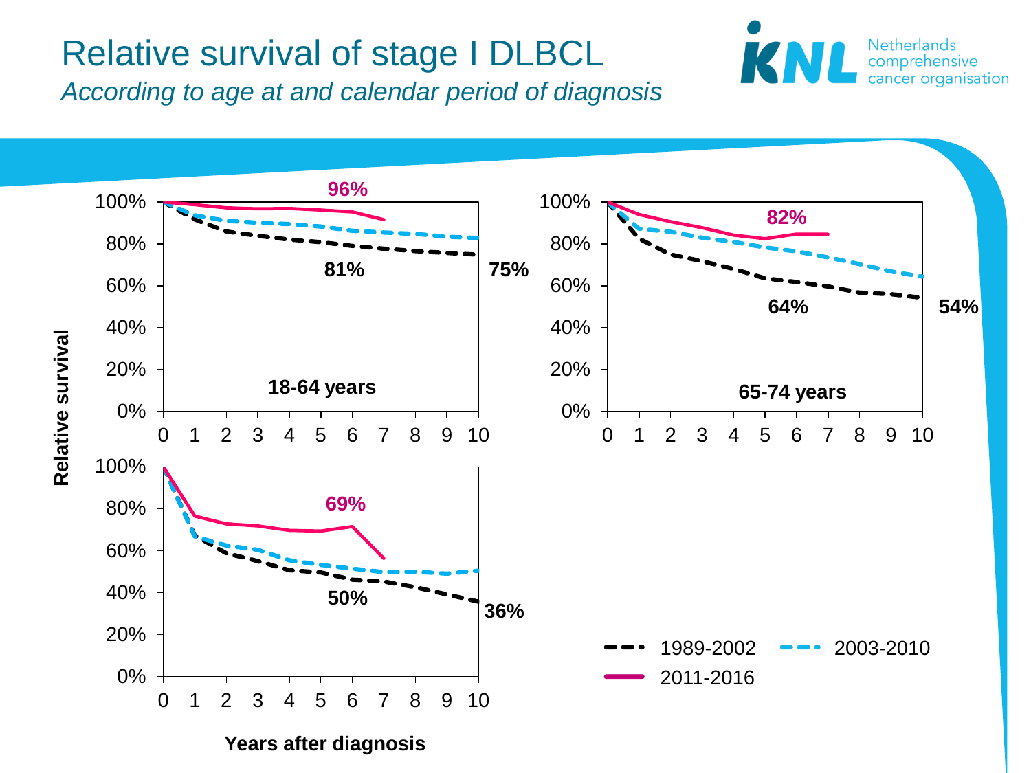# Relative survival of stage I DLBCL

*According to age at and calendar period of diagnosis*

Netherlands comprehensive cancer organisation

**Relative survival**

**18-64 years**

- 2011-2016: **96%**
- 2003-2010: **81%**
- 1989-2002: **75%**

**65-74 years**

- 2011-2016: **82%**
- 2003-2010: **64%**
- 1989-2002: **54%**

**≥75 years**

- 2011-2016: **69%**
- 2003-2010: **50%**
- 1989-2002: **36%**

**Years after diagnosis**

Legend: 1989-2002 (black dashed), 2003-2010 (blue dashed), 2011-2016 (pink solid)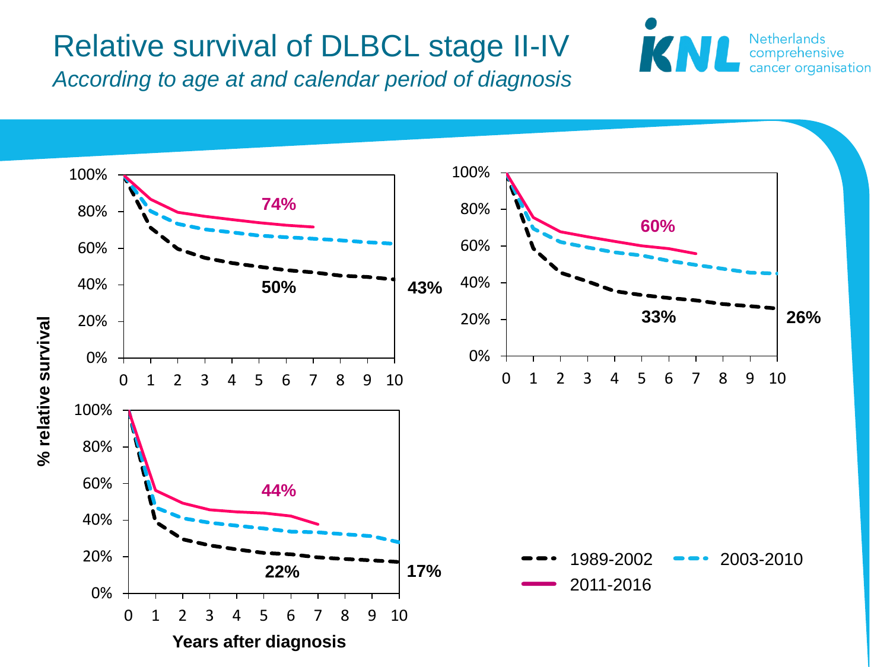# Relative survival of DLBCL stage II-IV

*According to age at and calendar period of diagnosis*

Netherlands comprehensive cancer organisation

% relative survival

74%

50%

43%

60%

33%

26%

44%

22%

17%

Years after diagnosis

1989-2002 | 2003-2010 | 2011-2016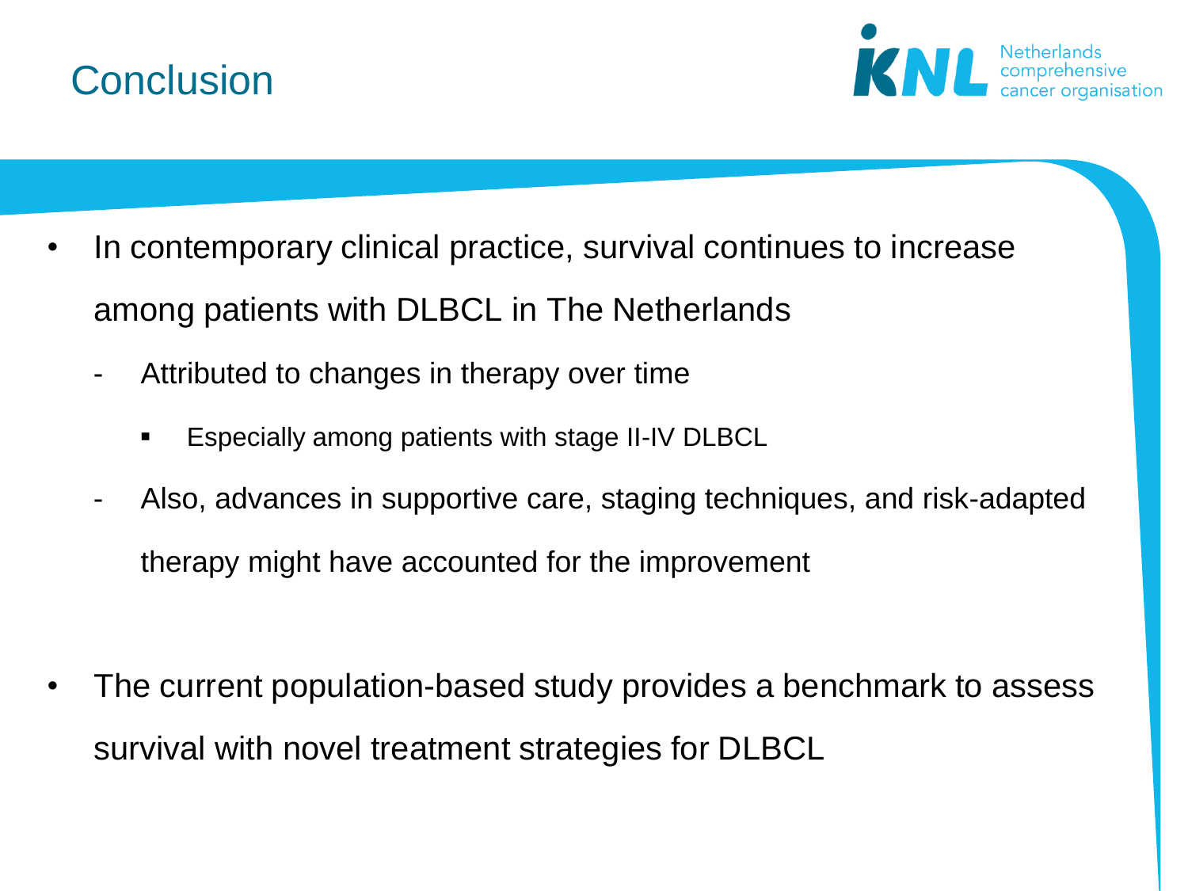# Conclusion

- In contemporary clinical practice, survival continues to increase among patients with DLBCL in The Netherlands
  - Attributed to changes in therapy over time
    - Especially among patients with stage II-IV DLBCL
  - Also, advances in supportive care, staging techniques, and risk-adapted therapy might have accounted for the improvement

- The current population-based study provides a benchmark to assess survival with novel treatment strategies for DLBCL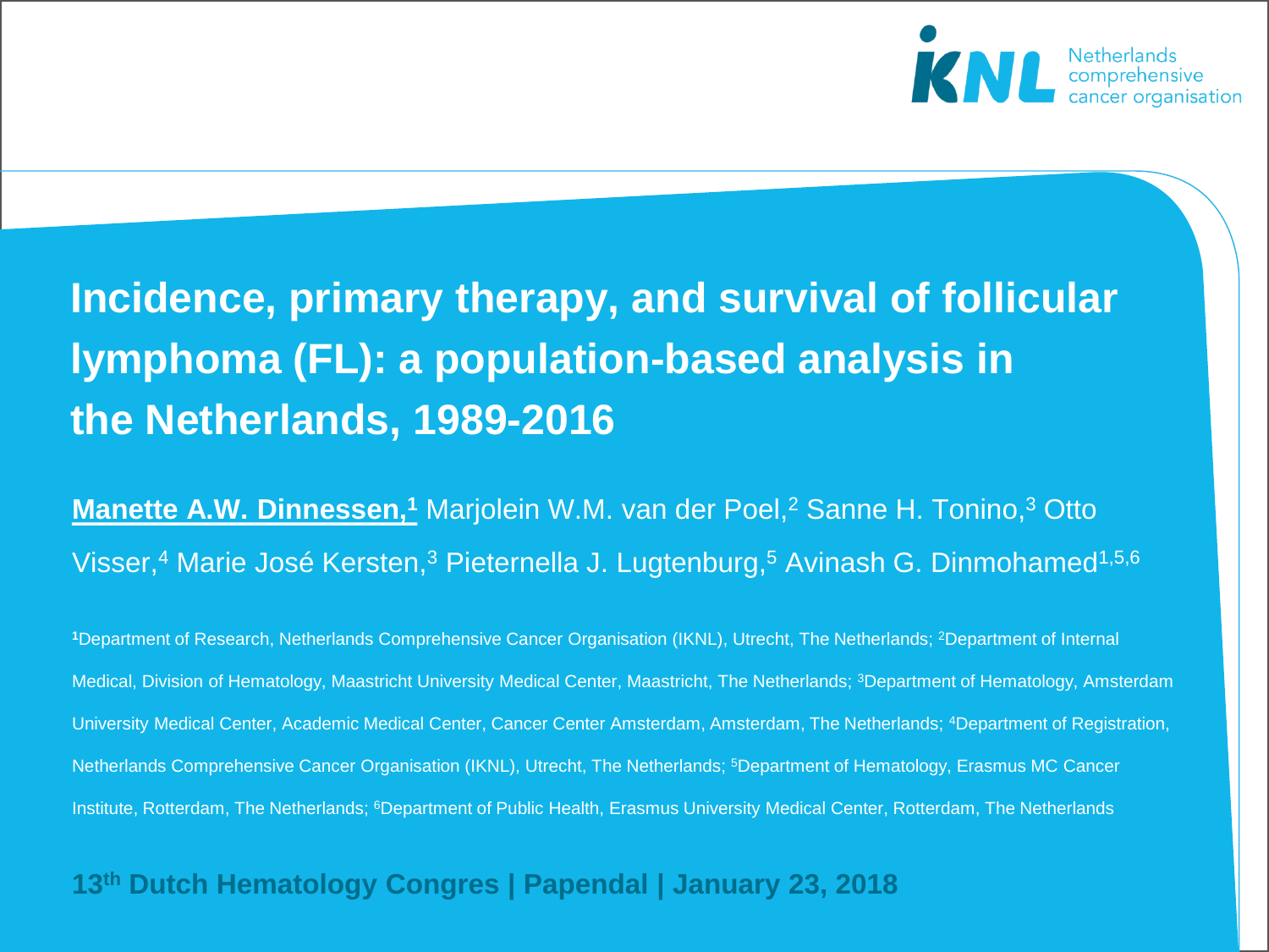IKNL Netherlands comprehensive cancer organisation

# Incidence, primary therapy, and survival of follicular lymphoma (FL): a population-based analysis in the Netherlands, 1989-2016

**Manette A.W. Dinnessen,[1]** Marjolein W.M. van der Poel,[2] Sanne H. Tonino,[3] Otto Visser,[4] Marie José Kersten,[3] Pieternella J. Lugtenburg,[5] Avinash G. Dinmohamed[1,5,6]

[1]Department of Research, Netherlands Comprehensive Cancer Organisation (IKNL), Utrecht, The Netherlands; [2]Department of Internal Medical, Division of Hematology, Maastricht University Medical Center, Maastricht, The Netherlands; [3]Department of Hematology, Amsterdam University Medical Center, Academic Medical Center, Cancer Center Amsterdam, Amsterdam, The Netherlands; [4]Department of Registration, Netherlands Comprehensive Cancer Organisation (IKNL), Utrecht, The Netherlands; [5]Department of Hematology, Erasmus MC Cancer Institute, Rotterdam, The Netherlands; [6]Department of Public Health, Erasmus University Medical Center, Rotterdam, The Netherlands

**13th Dutch Hematology Congres | Papendal | January 23, 2018**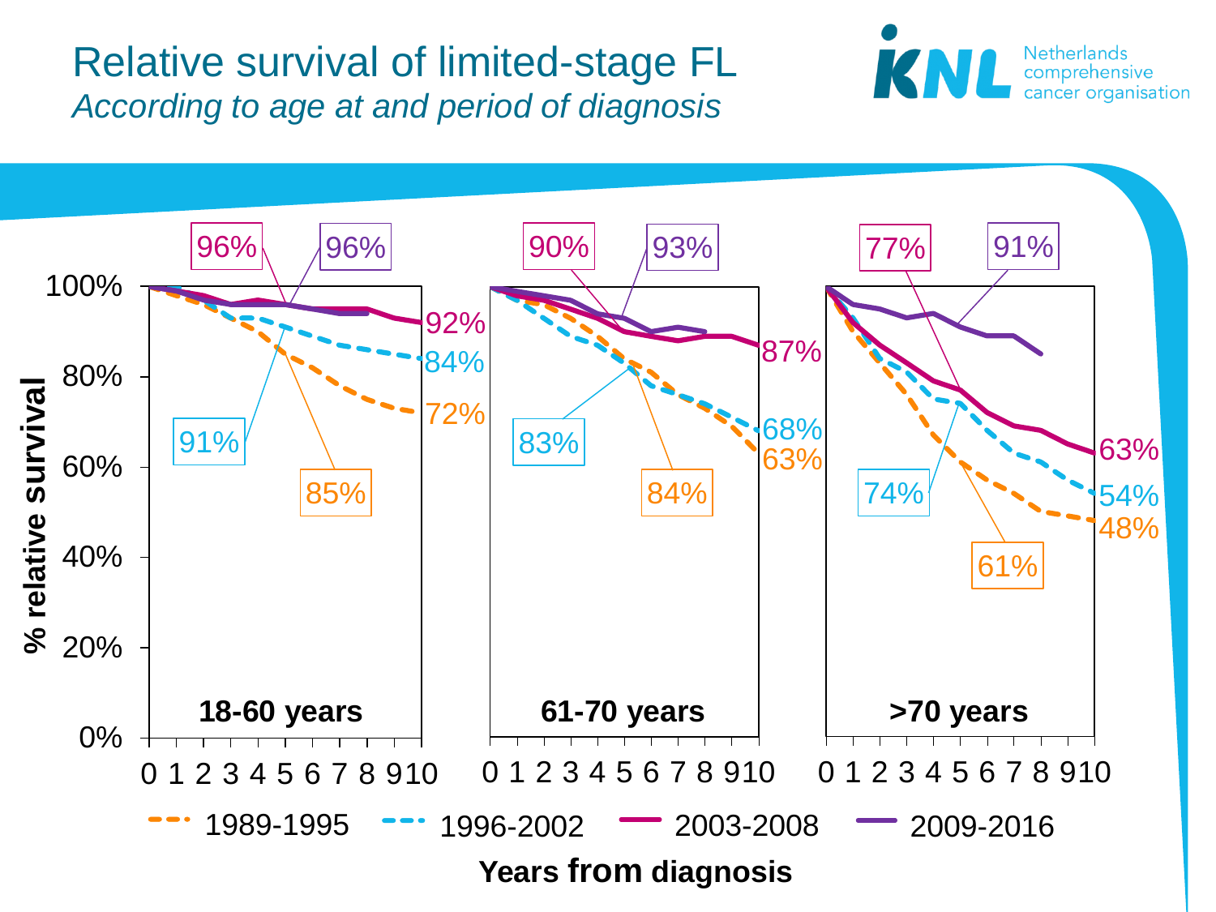# Relative survival of limited-stage FL

*According to age at and period of diagnosis*

Netherlands comprehensive cancer organisation

% relative survival

100%
80%
60%
40%
20%
0%

**18-60 years**

96% 96% 92% 84% 72% 91% 85%

**61-70 years**

90% 93% 87% 68% 63% 83% 84%

**>70 years**

77% 91% 63% 54% 48% 74% 61%

0 1 2 3 4 5 6 7 8 9 10

1989-1995 1996-2002 2003-2008 2009-2016

**Years from diagnosis**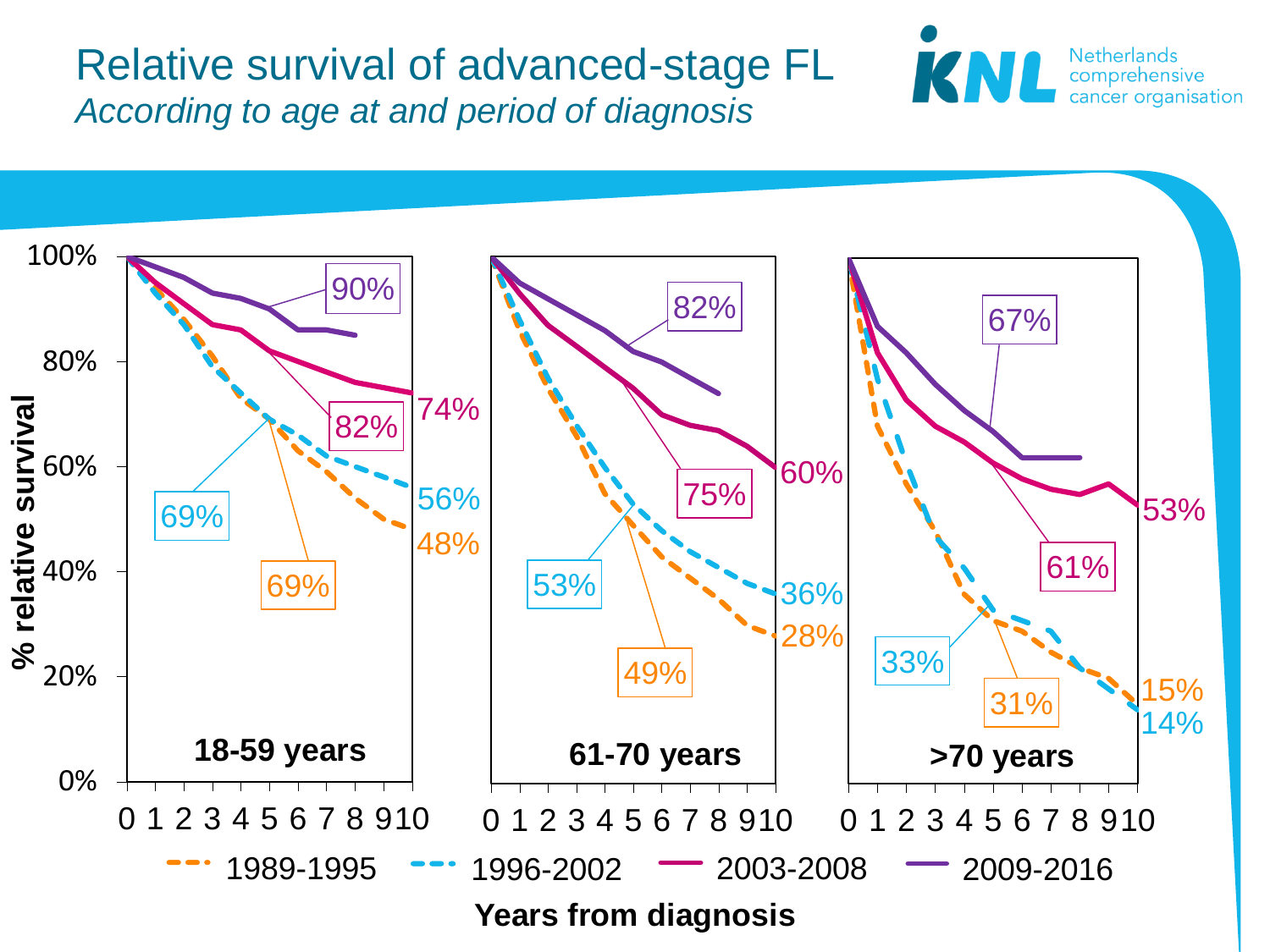# Relative survival of advanced-stage FL

*According to age at and period of diagnosis*

| Age group | Period | 5-year relative survival | 10-year relative survival |
|---|---|---|---|
| 18-59 years | 1989-1995 | 69% | 48% |
| 18-59 years | 1996-2002 | 69% | 56% |
| 18-59 years | 2003-2008 | 82% | 74% |
| 18-59 years | 2009-2016 | 90% | |
| 61-70 years | 1989-1995 | 49% | 28% |
| 61-70 years | 1996-2002 | 53% | 36% |
| 61-70 years | 2003-2008 | 75% | 60% |
| 61-70 years | 2009-2016 | 82% | |
| >70 years | 1989-1995 | 31% | 15% |
| >70 years | 1996-2002 | 33% | 14% |
| >70 years | 2003-2008 | 61% | 53% |
| >70 years | 2009-2016 | 67% | |

Y-axis: % relative survival (0%–100%). X-axis: Years from diagnosis (0–10).

Legend: 1989-1995, 1996-2002, 2003-2008, 2009-2016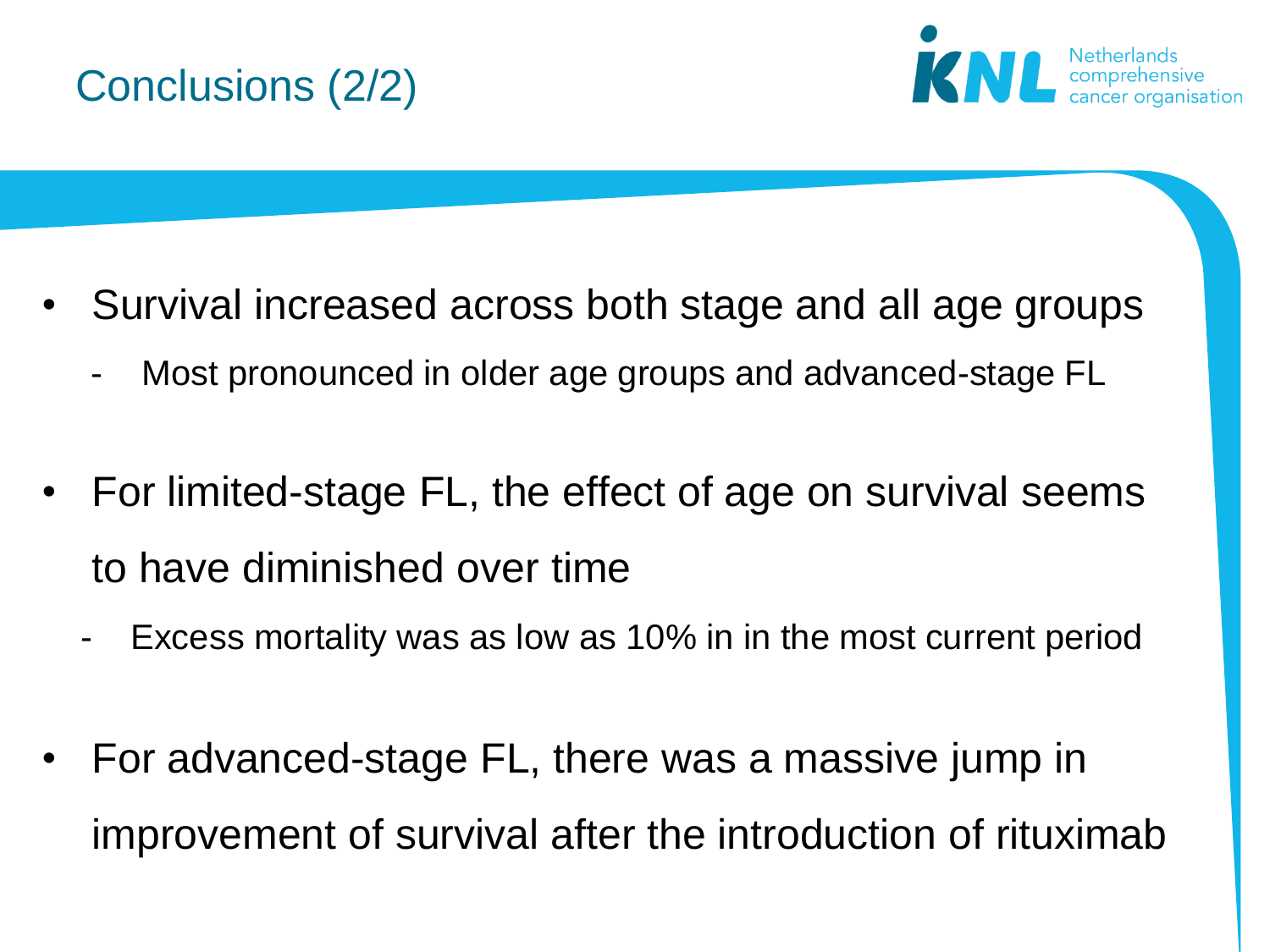# Conclusions (2/2)

- Survival increased across both stage and all age groups
  - Most pronounced in older age groups and advanced-stage FL
- For limited-stage FL, the effect of age on survival seems to have diminished over time
  - Excess mortality was as low as 10% in in the most current period
- For advanced-stage FL, there was a massive jump in improvement of survival after the introduction of rituximab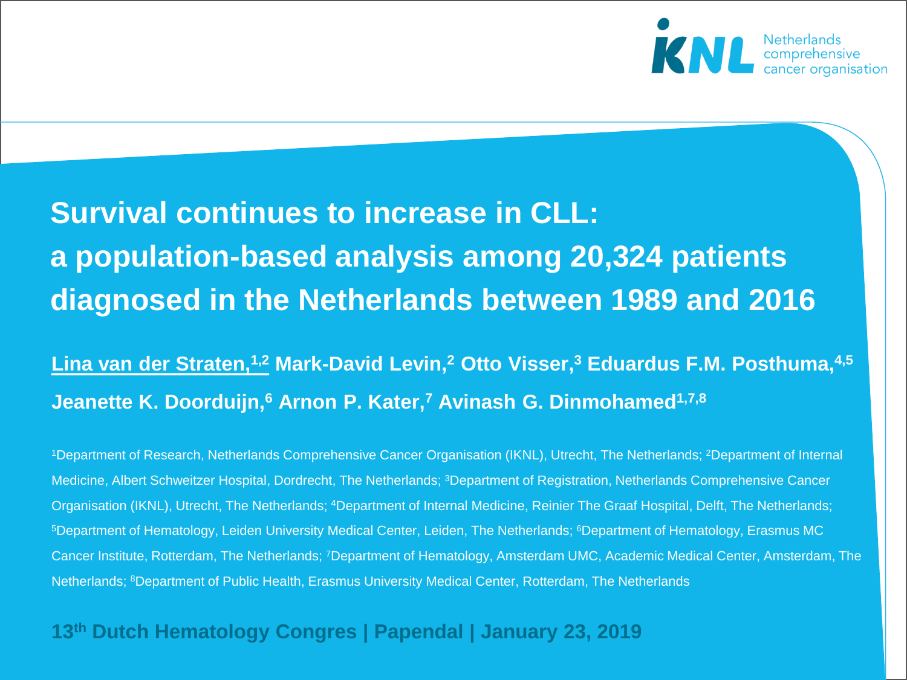IKNL Netherlands comprehensive cancer organisation

# Survival continues to increase in CLL: a population-based analysis among 20,324 patients diagnosed in the Netherlands between 1989 and 2016

**Lina van der Straten,[1,2] Mark-David Levin,[2] Otto Visser,[3] Eduardus F.M. Posthuma,[4,5] Jeanette K. Doorduijn,[6] Arnon P. Kater,[7] Avinash G. Dinmohamed[1,7,8]**

[1]Department of Research, Netherlands Comprehensive Cancer Organisation (IKNL), Utrecht, The Netherlands; [2]Department of Internal Medicine, Albert Schweitzer Hospital, Dordrecht, The Netherlands; [3]Department of Registration, Netherlands Comprehensive Cancer Organisation (IKNL), Utrecht, The Netherlands; [4]Department of Internal Medicine, Reinier The Graaf Hospital, Delft, The Netherlands; [5]Department of Hematology, Leiden University Medical Center, Leiden, The Netherlands; [6]Department of Hematology, Erasmus MC Cancer Institute, Rotterdam, The Netherlands; [7]Department of Hematology, Amsterdam UMC, Academic Medical Center, Amsterdam, The Netherlands; [8]Department of Public Health, Erasmus University Medical Center, Rotterdam, The Netherlands

**13th Dutch Hematology Congres | Papendal | January 23, 2019**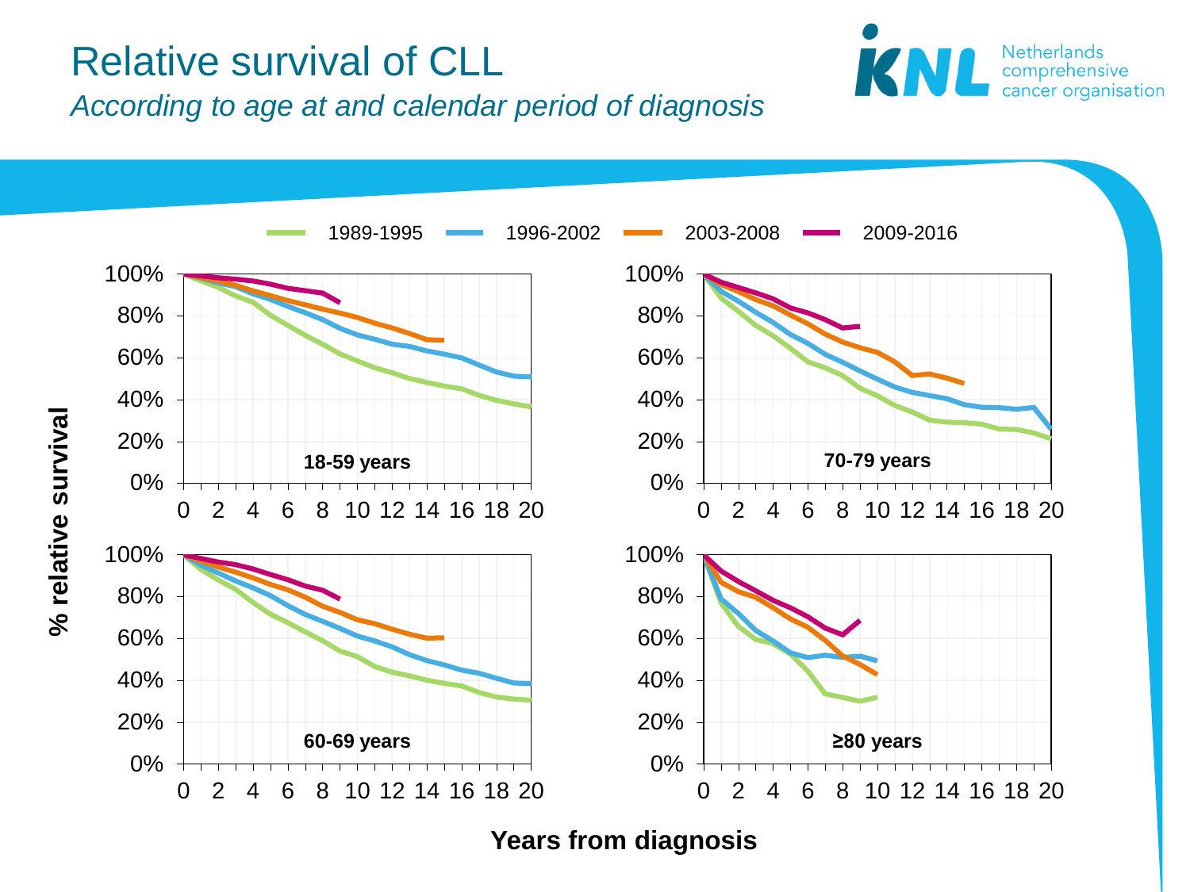# Relative survival of CLL

*According to age at and calendar period of diagnosis*

Legend: 1989-1995 | 1996-2002 | 2003-2008 | 2009-2016

Panels: 18-59 years | 70-79 years | 60-69 years | ≥80 years

% relative survival

Years from diagnosis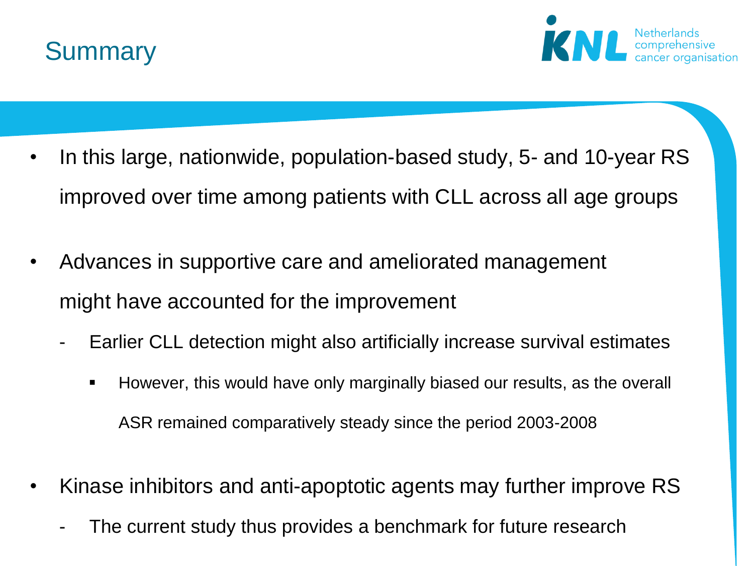# Summary

- In this large, nationwide, population-based study, 5- and 10-year RS improved over time among patients with CLL across all age groups
- Advances in supportive care and ameliorated management might have accounted for the improvement
  - Earlier CLL detection might also artificially increase survival estimates
    - However, this would have only marginally biased our results, as the overall ASR remained comparatively steady since the period 2003-2008
- Kinase inhibitors and anti-apoptotic agents may further improve RS
  - The current study thus provides a benchmark for future research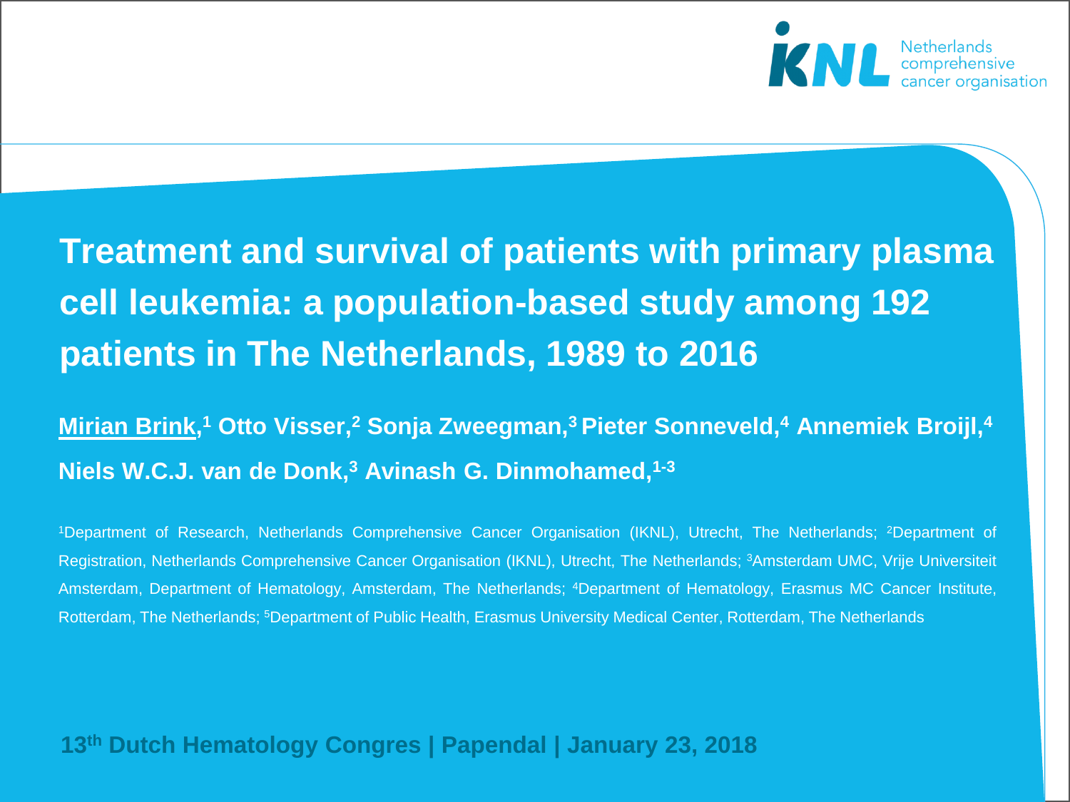Netherlands comprehensive cancer organisation

# Treatment and survival of patients with primary plasma cell leukemia: a population-based study among 192 patients in The Netherlands, 1989 to 2016

**Mirian Brink,[1] Otto Visser,[2] Sonja Zweegman,[3] Pieter Sonneveld,[4] Annemiek Broijl,[4] Niels W.C.J. van de Donk,[3] Avinash G. Dinmohamed,[1-3]**

[1]Department of Research, Netherlands Comprehensive Cancer Organisation (IKNL), Utrecht, The Netherlands; [2]Department of Registration, Netherlands Comprehensive Cancer Organisation (IKNL), Utrecht, The Netherlands; [3]Amsterdam UMC, Vrije Universiteit Amsterdam, Department of Hematology, Amsterdam, The Netherlands; [4]Department of Hematology, Erasmus MC Cancer Institute, Rotterdam, The Netherlands; [5]Department of Public Health, Erasmus University Medical Center, Rotterdam, The Netherlands

**13th Dutch Hematology Congres | Papendal | January 23, 2018**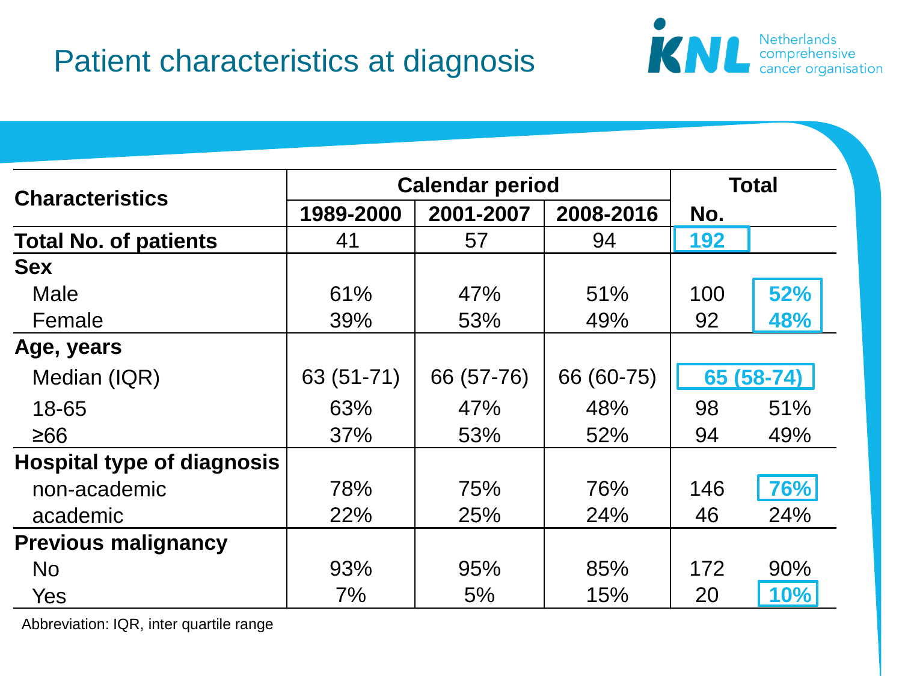# Patient characteristics at diagnosis

| Characteristics | Calendar period | | | Total | |
|---|---|---|---|---|---|
| | 1989-2000 | 2001-2007 | 2008-2016 | No. | |
| **Total No. of patients** | 41 | 57 | 94 | 192 | |
| **Sex** | | | | | |
| Male | 61% | 47% | 51% | 100 | 52% |
| Female | 39% | 53% | 49% | 92 | 48% |
| **Age, years** | | | | | |
| Median (IQR) | 63 (51-71) | 66 (57-76) | 66 (60-75) | 65 (58-74) | |
| 18-65 | 63% | 47% | 48% | 98 | 51% |
| ≥66 | 37% | 53% | 52% | 94 | 49% |
| **Hospital type of diagnosis** | | | | | |
| non-academic | 78% | 75% | 76% | 146 | 76% |
| academic | 22% | 25% | 24% | 46 | 24% |
| **Previous malignancy** | | | | | |
| No | 93% | 95% | 85% | 172 | 90% |
| Yes | 7% | 5% | 15% | 20 | 10% |

Abbreviation: IQR, inter quartile range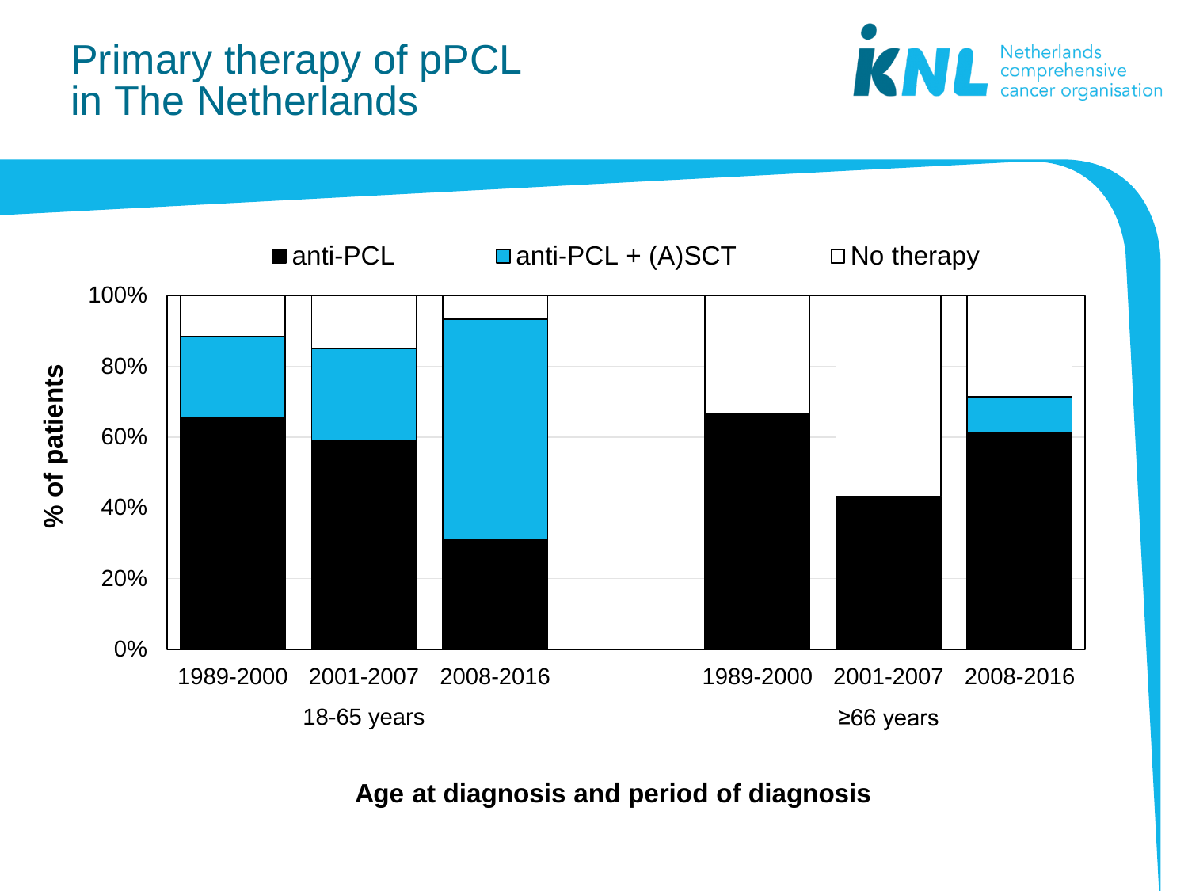# Primary therapy of pPCL in The Netherlands

■ anti-PCL  ■ anti-PCL + (A)SCT  □ No therapy

% of patients

100%
80%
60%
40%
20%
0%

1989-2000  2001-2007  2008-2016
18-65 years

1989-2000  2001-2007  2008-2016
≥66 years

**Age at diagnosis and period of diagnosis**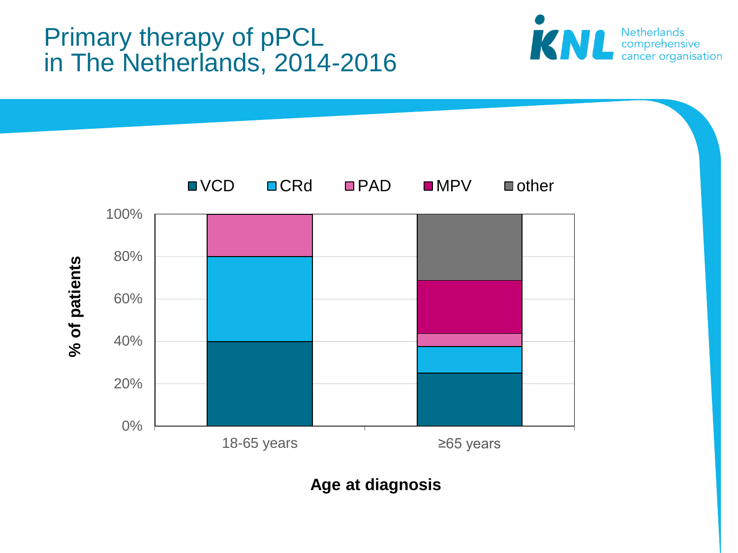# Primary therapy of pPCL in The Netherlands, 2014-2016

Netherlands comprehensive cancer organisation

VCD CRd PAD MPV other

100%
80%
60%
40%
20%
0%

% of patients

18-65 years ≥65 years

**Age at diagnosis**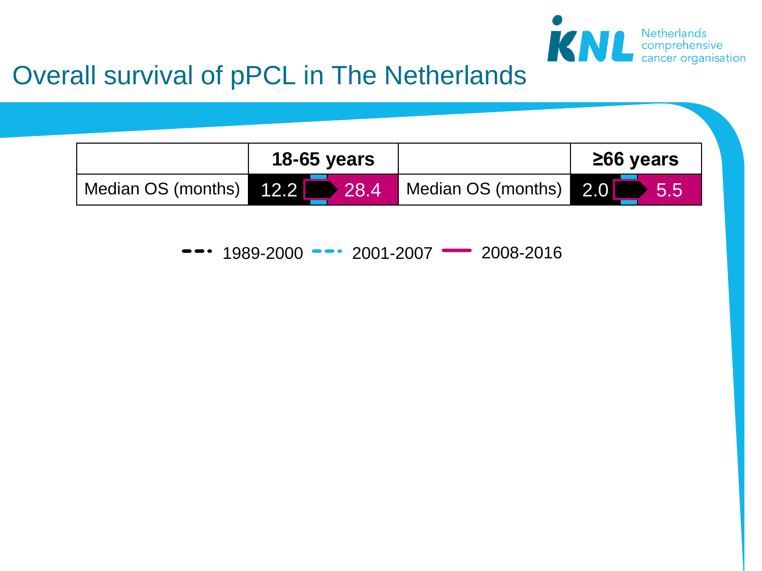# Overall survival of pPCL in The Netherlands

| | 18-65 years | | | ≥66 years | |
|---|---|---|---|---|---|
| Median OS (months) | 12.2 | 28.4 | Median OS (months) | 2.0 | 5.5 |

1989-2000 2001-2007 2008-2016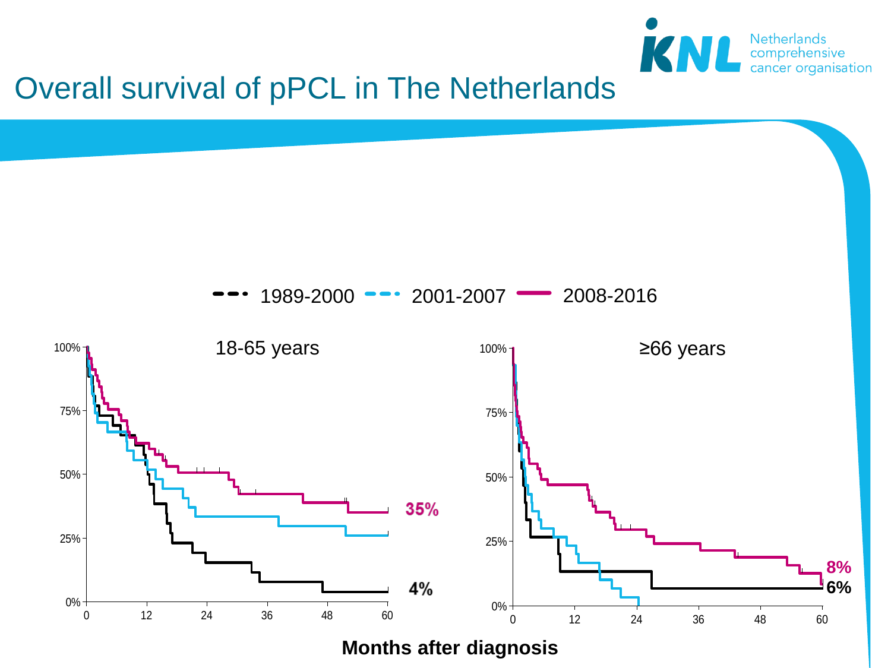# Overall survival of pPCL in The Netherlands

1989-2000 | 2001-2007 | 2008-2016

**18-65 years**

100%, 75%, 50%, 25%, 0%

0, 12, 24, 36, 48, 60

35%

4%

**≥66 years**

100%, 75%, 50%, 25%, 0%

0, 12, 24, 36, 48, 60

8%

6%

**Months after diagnosis**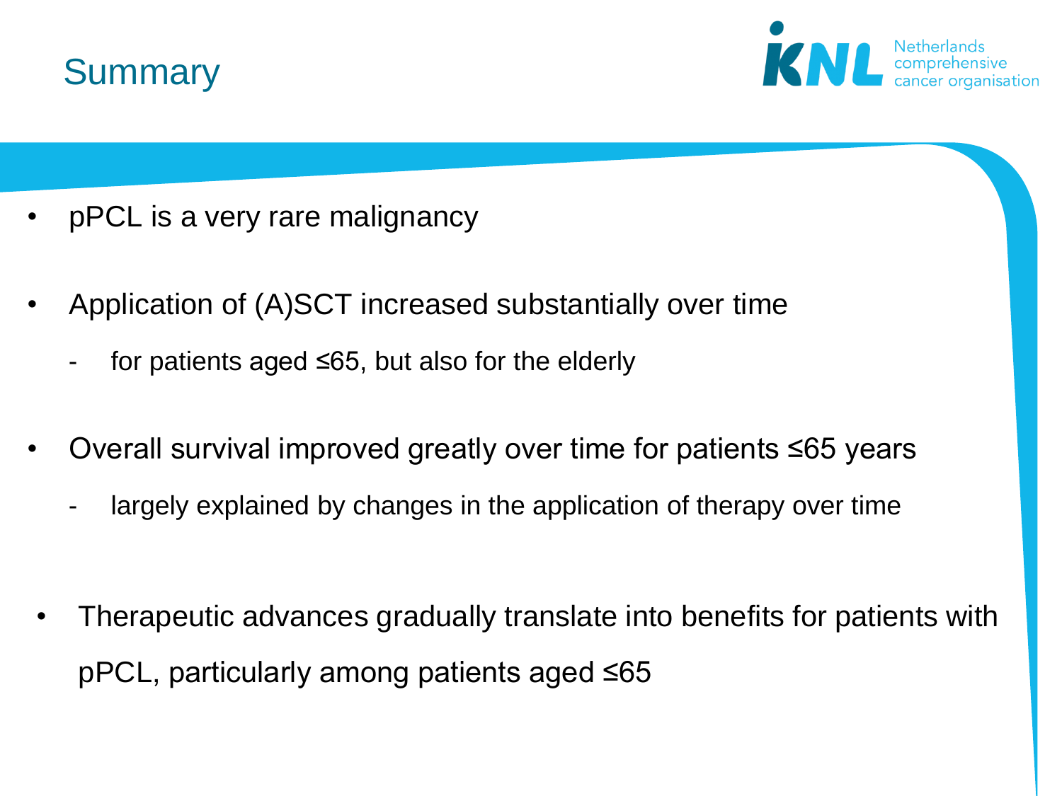# Summary

- pPCL is a very rare malignancy
- Application of (A)SCT increased substantially over time
  - for patients aged ≤65, but also for the elderly
- Overall survival improved greatly over time for patients ≤65 years
  - largely explained by changes in the application of therapy over time
- Therapeutic advances gradually translate into benefits for patients with pPCL, particularly among patients aged ≤65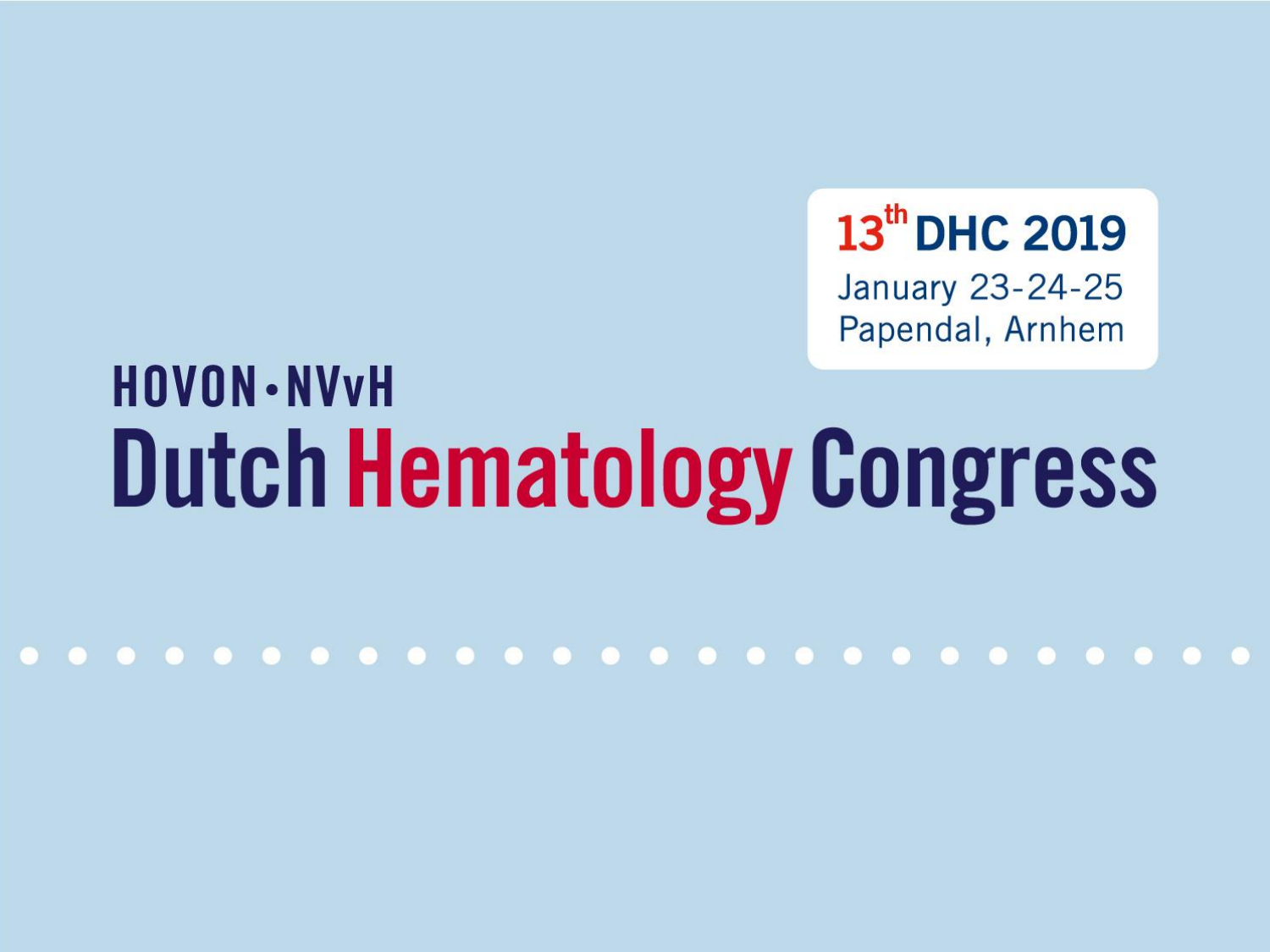**13th DHC 2019**

January 23-24-25

Papendal, Arnhem

HOVON • NVvH

# Dutch Hematology Congress